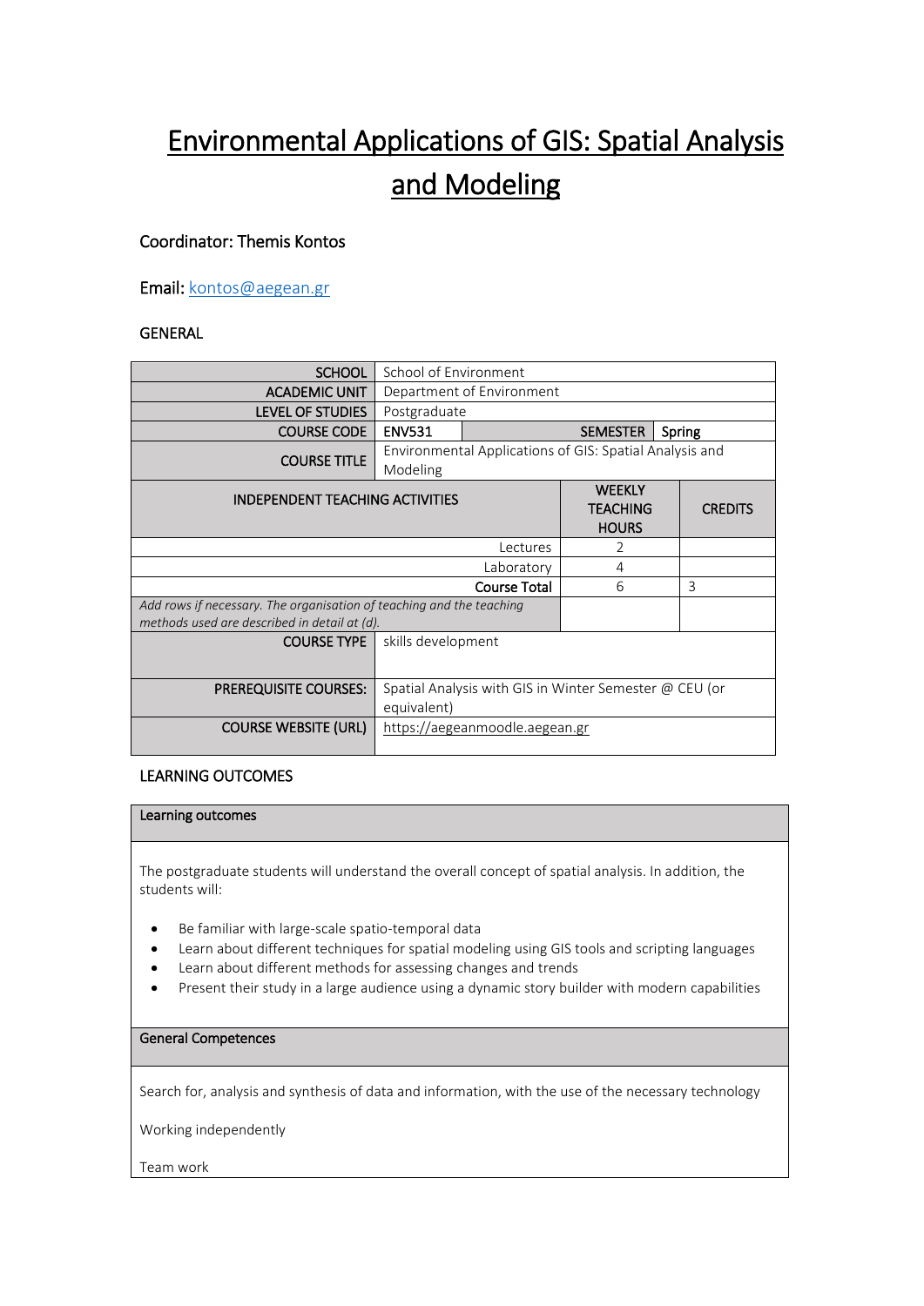# Environmental Applications of GIS: Spatial Analysis and Modeling

Coordinator: Themis Kontos

Email: kontos@aegean.gr

## GENERAL

| SCHOOL | School of Environment | | |
|---|---|---|---|
| ACADEMIC UNIT | Department of Environment | | |
| LEVEL OF STUDIES | Postgraduate | | |
| COURSE CODE | ENV531 | SEMESTER | Spring |
| COURSE TITLE | Environmental Applications of GIS: Spatial Analysis and Modeling | | |
| INDEPENDENT TEACHING ACTIVITIES | | WEEKLY TEACHING HOURS | CREDITS |
| Lectures | | 2 | |
| Laboratory | | 4 | |
| Course Total | | 6 | 3 |
| *Add rows if necessary. The organisation of teaching and the teaching methods used are described in detail at (d).* | | | |
| COURSE TYPE | skills development | | |
| PREREQUISITE COURSES: | Spatial Analysis with GIS in Winter Semester @ CEU (or equivalent) | | |
| COURSE WEBSITE (URL) | https://aegeanmoodle.aegean.gr | | |

## LEARNING OUTCOMES

### Learning outcomes

The postgraduate students will understand the overall concept of spatial analysis. In addition, the students will:

- Be familiar with large-scale spatio-temporal data
- Learn about different techniques for spatial modeling using GIS tools and scripting languages
- Learn about different methods for assessing changes and trends
- Present their study in a large audience using a dynamic story builder with modern capabilities

### General Competences

Search for, analysis and synthesis of data and information, with the use of the necessary technology

Working independently

Team work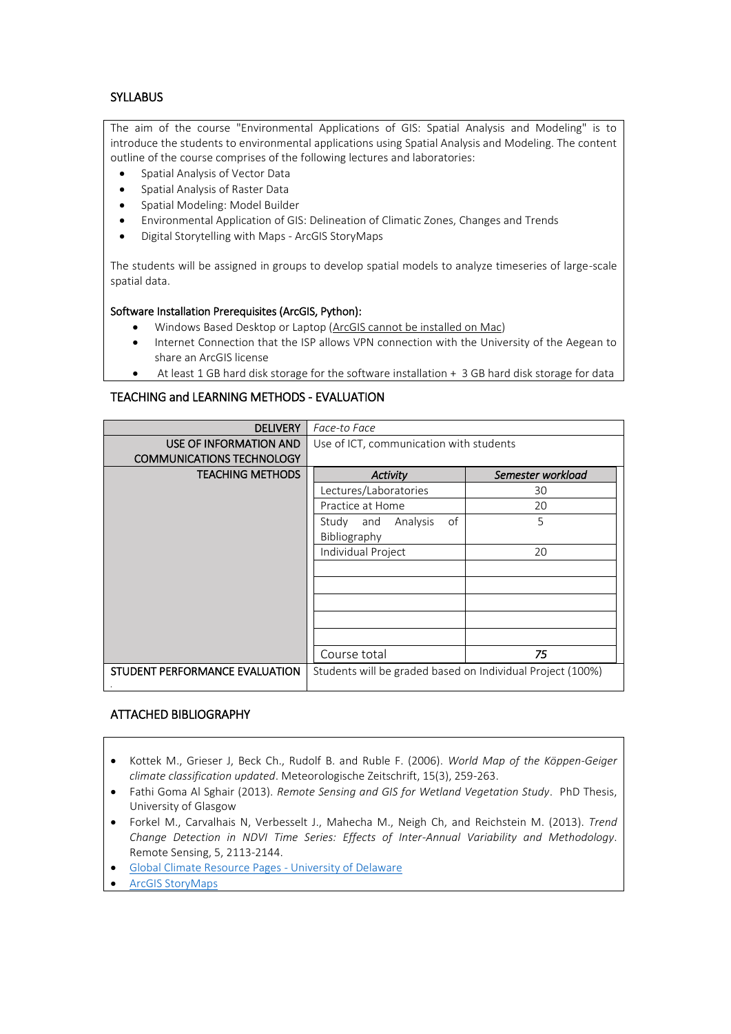## SYLLABUS

The aim of the course "Environmental Applications of GIS: Spatial Analysis and Modeling" is to introduce the students to environmental applications using Spatial Analysis and Modeling. The content outline of the course comprises of the following lectures and laboratories:

- Spatial Analysis of Vector Data
- Spatial Analysis of Raster Data
- Spatial Modeling: Model Builder
- Environmental Application of GIS: Delineation of Climatic Zones, Changes and Trends
- Digital Storytelling with Maps - ArcGIS StoryMaps

The students will be assigned in groups to develop spatial models to analyze timeseries of large-scale spatial data.

**Software Installation Prerequisites (ArcGIS, Python):**

- Windows Based Desktop or Laptop (ArcGIS cannot be installed on Mac)
- Internet Connection that the ISP allows VPN connection with the University of the Aegean to share an ArcGIS license
- At least 1 GB hard disk storage for the software installation + 3 GB hard disk storage for data

## TEACHING and LEARNING METHODS - EVALUATION

| | | |
|---|---|---|
| DELIVERY | *Face-to Face* | |
| USE OF INFORMATION AND COMMUNICATIONS TECHNOLOGY | Use of ICT, communication with students | |
| TEACHING METHODS | ***Activity*** | ***Semester workload*** |
| | Lectures/Laboratories | 30 |
| | Practice at Home | 20 |
| | Study and Analysis of Bibliography | 5 |
| | Individual Project | 20 |
| | | |
| | | |
| | | |
| | | |
| | | |
| | Course total | ***75*** |
| STUDENT PERFORMANCE EVALUATION | Students will be graded based on Individual Project (100%) | |

## ATTACHED BIBLIOGRAPHY

- Kottek M., Grieser J, Beck Ch., Rudolf B. and Ruble F. (2006). *World Map of the Köppen-Geiger climate classification updated*. Meteorologische Zeitschrift, 15(3), 259-263.
- Fathi Goma Al Sghair (2013). *Remote Sensing and GIS for Wetland Vegetation Study*. PhD Thesis, University of Glasgow
- Forkel M., Carvalhais N, Verbesselt J., Mahecha M., Neigh Ch, and Reichstein M. (2013). *Trend Change Detection in NDVI Time Series: Effects of Inter-Annual Variability and Methodology*. Remote Sensing, 5, 2113-2144.
- Global Climate Resource Pages - University of Delaware
- ArcGIS StoryMaps